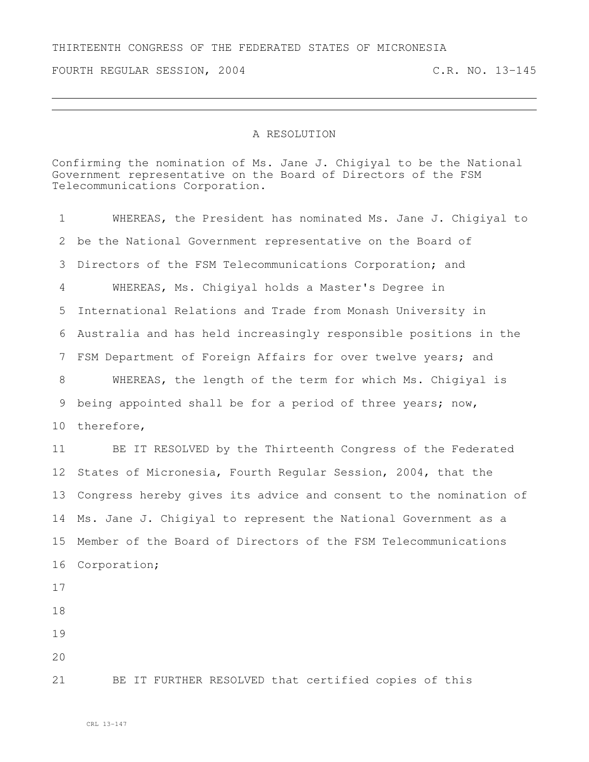THIRTEENTH CONGRESS OF THE FEDERATED STATES OF MICRONESIA

FOURTH REGULAR SESSION, 2004 C.R. NO. 13-145

# A RESOLUTION

Confirming the nomination of Ms. Jane J. Chigiyal to be the National Government representative on the Board of Directors of the FSM Telecommunications Corporation.

WHEREAS, the President has nominated Ms. Jane J. Chigiyal to be the National Government representative on the Board of Directors of the FSM Telecommunications Corporation; and

WHEREAS, Ms. Chigiyal holds a Master's Degree in International Relations and Trade from Monash University in Australia and has held increasingly responsible positions in the FSM Department of Foreign Affairs for over twelve years; and

WHEREAS, the length of the term for which Ms. Chigiyal is being appointed shall be for a period of three years; now, therefore,

BE IT RESOLVED by the Thirteenth Congress of the Federated States of Micronesia, Fourth Regular Session, 2004, that the Congress hereby gives its advice and consent to the nomination of Ms. Jane J. Chigiyal to represent the National Government as a Member of the Board of Directors of the FSM Telecommunications Corporation;

BE IT FURTHER RESOLVED that certified copies of this

CRL 13-147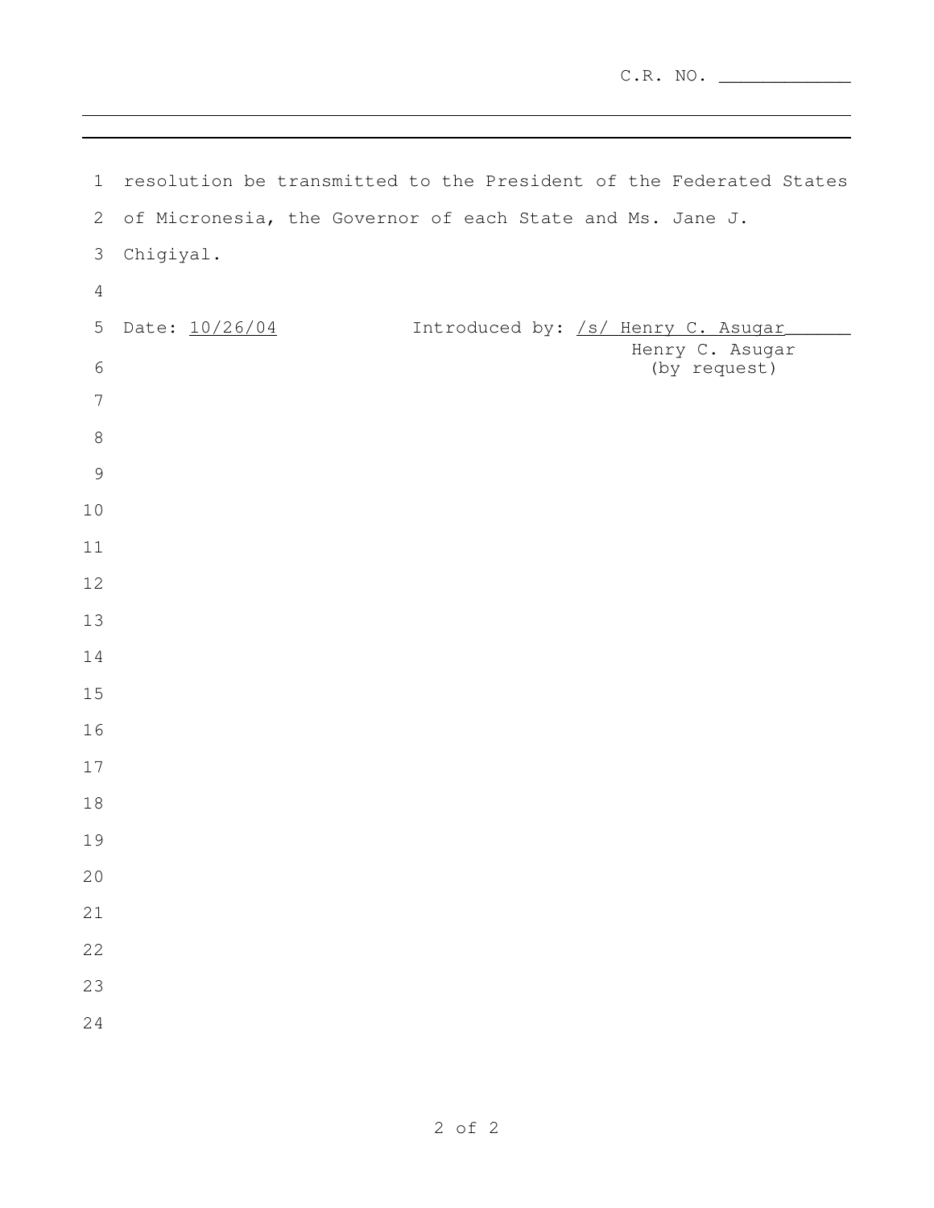resolution be transmitted to the President of the Federated States of Micronesia, the Governor of each State and Ms. Jane J. Chigiyal.

Date: 10/26/04

Introduced by: /s/ Henry C. Asugar

Henry C. Asugar
(by request)